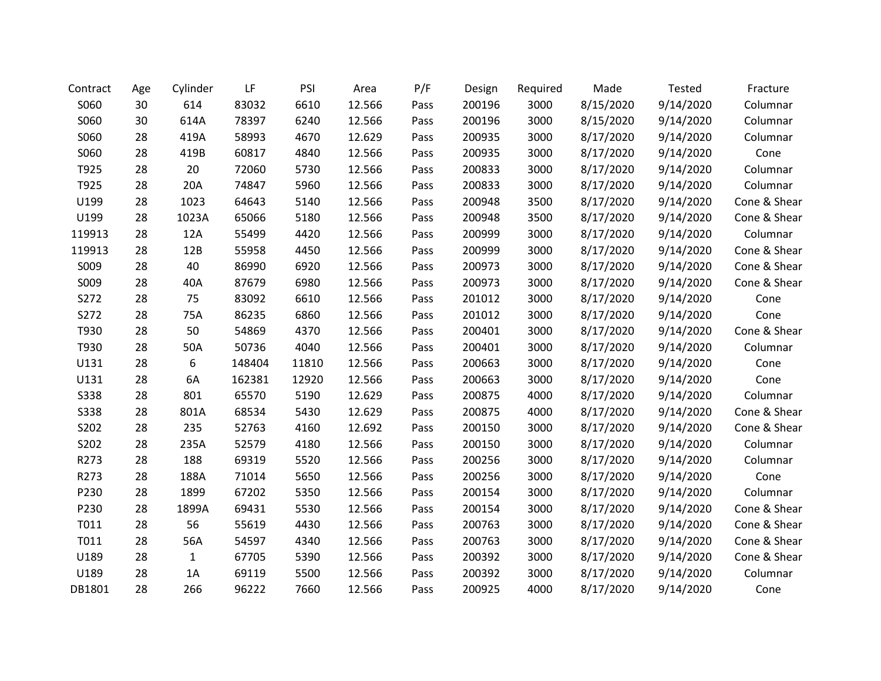| Contract | Age | Cylinder | LF | PSI | Area | P/F | Design | Required | Made | Tested | Fracture |
|---|---|---|---|---|---|---|---|---|---|---|---|
| S060 | 30 | 614 | 83032 | 6610 | 12.566 | Pass | 200196 | 3000 | 8/15/2020 | 9/14/2020 | Columnar |
| S060 | 30 | 614A | 78397 | 6240 | 12.566 | Pass | 200196 | 3000 | 8/15/2020 | 9/14/2020 | Columnar |
| S060 | 28 | 419A | 58993 | 4670 | 12.629 | Pass | 200935 | 3000 | 8/17/2020 | 9/14/2020 | Columnar |
| S060 | 28 | 419B | 60817 | 4840 | 12.566 | Pass | 200935 | 3000 | 8/17/2020 | 9/14/2020 | Cone |
| T925 | 28 | 20 | 72060 | 5730 | 12.566 | Pass | 200833 | 3000 | 8/17/2020 | 9/14/2020 | Columnar |
| T925 | 28 | 20A | 74847 | 5960 | 12.566 | Pass | 200833 | 3000 | 8/17/2020 | 9/14/2020 | Columnar |
| U199 | 28 | 1023 | 64643 | 5140 | 12.566 | Pass | 200948 | 3500 | 8/17/2020 | 9/14/2020 | Cone & Shear |
| U199 | 28 | 1023A | 65066 | 5180 | 12.566 | Pass | 200948 | 3500 | 8/17/2020 | 9/14/2020 | Cone & Shear |
| 119913 | 28 | 12A | 55499 | 4420 | 12.566 | Pass | 200999 | 3000 | 8/17/2020 | 9/14/2020 | Columnar |
| 119913 | 28 | 12B | 55958 | 4450 | 12.566 | Pass | 200999 | 3000 | 8/17/2020 | 9/14/2020 | Cone & Shear |
| S009 | 28 | 40 | 86990 | 6920 | 12.566 | Pass | 200973 | 3000 | 8/17/2020 | 9/14/2020 | Cone & Shear |
| S009 | 28 | 40A | 87679 | 6980 | 12.566 | Pass | 200973 | 3000 | 8/17/2020 | 9/14/2020 | Cone & Shear |
| S272 | 28 | 75 | 83092 | 6610 | 12.566 | Pass | 201012 | 3000 | 8/17/2020 | 9/14/2020 | Cone |
| S272 | 28 | 75A | 86235 | 6860 | 12.566 | Pass | 201012 | 3000 | 8/17/2020 | 9/14/2020 | Cone |
| T930 | 28 | 50 | 54869 | 4370 | 12.566 | Pass | 200401 | 3000 | 8/17/2020 | 9/14/2020 | Cone & Shear |
| T930 | 28 | 50A | 50736 | 4040 | 12.566 | Pass | 200401 | 3000 | 8/17/2020 | 9/14/2020 | Columnar |
| U131 | 28 | 6 | 148404 | 11810 | 12.566 | Pass | 200663 | 3000 | 8/17/2020 | 9/14/2020 | Cone |
| U131 | 28 | 6A | 162381 | 12920 | 12.566 | Pass | 200663 | 3000 | 8/17/2020 | 9/14/2020 | Cone |
| S338 | 28 | 801 | 65570 | 5190 | 12.629 | Pass | 200875 | 4000 | 8/17/2020 | 9/14/2020 | Columnar |
| S338 | 28 | 801A | 68534 | 5430 | 12.629 | Pass | 200875 | 4000 | 8/17/2020 | 9/14/2020 | Cone & Shear |
| S202 | 28 | 235 | 52763 | 4160 | 12.692 | Pass | 200150 | 3000 | 8/17/2020 | 9/14/2020 | Cone & Shear |
| S202 | 28 | 235A | 52579 | 4180 | 12.566 | Pass | 200150 | 3000 | 8/17/2020 | 9/14/2020 | Columnar |
| R273 | 28 | 188 | 69319 | 5520 | 12.566 | Pass | 200256 | 3000 | 8/17/2020 | 9/14/2020 | Columnar |
| R273 | 28 | 188A | 71014 | 5650 | 12.566 | Pass | 200256 | 3000 | 8/17/2020 | 9/14/2020 | Cone |
| P230 | 28 | 1899 | 67202 | 5350 | 12.566 | Pass | 200154 | 3000 | 8/17/2020 | 9/14/2020 | Columnar |
| P230 | 28 | 1899A | 69431 | 5530 | 12.566 | Pass | 200154 | 3000 | 8/17/2020 | 9/14/2020 | Cone & Shear |
| T011 | 28 | 56 | 55619 | 4430 | 12.566 | Pass | 200763 | 3000 | 8/17/2020 | 9/14/2020 | Cone & Shear |
| T011 | 28 | 56A | 54597 | 4340 | 12.566 | Pass | 200763 | 3000 | 8/17/2020 | 9/14/2020 | Cone & Shear |
| U189 | 28 | 1 | 67705 | 5390 | 12.566 | Pass | 200392 | 3000 | 8/17/2020 | 9/14/2020 | Cone & Shear |
| U189 | 28 | 1A | 69119 | 5500 | 12.566 | Pass | 200392 | 3000 | 8/17/2020 | 9/14/2020 | Columnar |
| DB1801 | 28 | 266 | 96222 | 7660 | 12.566 | Pass | 200925 | 4000 | 8/17/2020 | 9/14/2020 | Cone |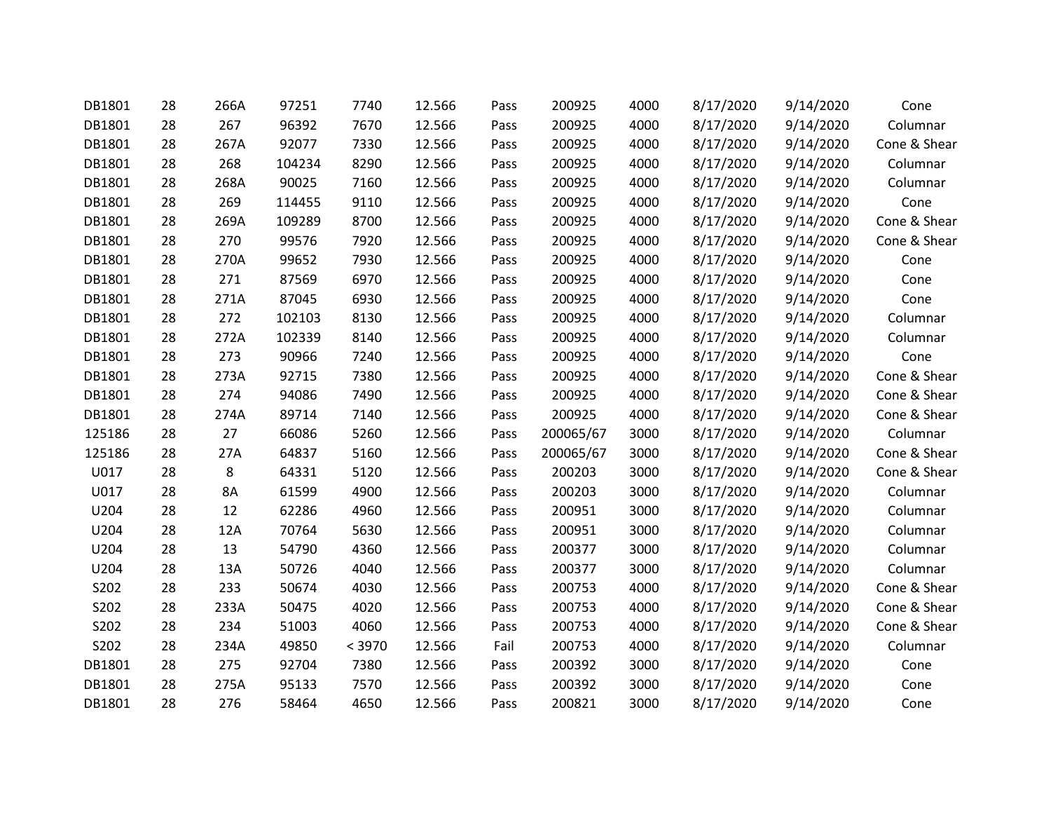| | | | | | | | | | | | |
|---|---|---|---|---|---|---|---|---|---|---|---|
| DB1801 | 28 | 266A | 97251 | 7740 | 12.566 | Pass | 200925 | 4000 | 8/17/2020 | 9/14/2020 | Cone |
| DB1801 | 28 | 267 | 96392 | 7670 | 12.566 | Pass | 200925 | 4000 | 8/17/2020 | 9/14/2020 | Columnar |
| DB1801 | 28 | 267A | 92077 | 7330 | 12.566 | Pass | 200925 | 4000 | 8/17/2020 | 9/14/2020 | Cone & Shear |
| DB1801 | 28 | 268 | 104234 | 8290 | 12.566 | Pass | 200925 | 4000 | 8/17/2020 | 9/14/2020 | Columnar |
| DB1801 | 28 | 268A | 90025 | 7160 | 12.566 | Pass | 200925 | 4000 | 8/17/2020 | 9/14/2020 | Columnar |
| DB1801 | 28 | 269 | 114455 | 9110 | 12.566 | Pass | 200925 | 4000 | 8/17/2020 | 9/14/2020 | Cone |
| DB1801 | 28 | 269A | 109289 | 8700 | 12.566 | Pass | 200925 | 4000 | 8/17/2020 | 9/14/2020 | Cone & Shear |
| DB1801 | 28 | 270 | 99576 | 7920 | 12.566 | Pass | 200925 | 4000 | 8/17/2020 | 9/14/2020 | Cone & Shear |
| DB1801 | 28 | 270A | 99652 | 7930 | 12.566 | Pass | 200925 | 4000 | 8/17/2020 | 9/14/2020 | Cone |
| DB1801 | 28 | 271 | 87569 | 6970 | 12.566 | Pass | 200925 | 4000 | 8/17/2020 | 9/14/2020 | Cone |
| DB1801 | 28 | 271A | 87045 | 6930 | 12.566 | Pass | 200925 | 4000 | 8/17/2020 | 9/14/2020 | Cone |
| DB1801 | 28 | 272 | 102103 | 8130 | 12.566 | Pass | 200925 | 4000 | 8/17/2020 | 9/14/2020 | Columnar |
| DB1801 | 28 | 272A | 102339 | 8140 | 12.566 | Pass | 200925 | 4000 | 8/17/2020 | 9/14/2020 | Columnar |
| DB1801 | 28 | 273 | 90966 | 7240 | 12.566 | Pass | 200925 | 4000 | 8/17/2020 | 9/14/2020 | Cone |
| DB1801 | 28 | 273A | 92715 | 7380 | 12.566 | Pass | 200925 | 4000 | 8/17/2020 | 9/14/2020 | Cone & Shear |
| DB1801 | 28 | 274 | 94086 | 7490 | 12.566 | Pass | 200925 | 4000 | 8/17/2020 | 9/14/2020 | Cone & Shear |
| DB1801 | 28 | 274A | 89714 | 7140 | 12.566 | Pass | 200925 | 4000 | 8/17/2020 | 9/14/2020 | Cone & Shear |
| 125186 | 28 | 27 | 66086 | 5260 | 12.566 | Pass | 200065/67 | 3000 | 8/17/2020 | 9/14/2020 | Columnar |
| 125186 | 28 | 27A | 64837 | 5160 | 12.566 | Pass | 200065/67 | 3000 | 8/17/2020 | 9/14/2020 | Cone & Shear |
| U017 | 28 | 8 | 64331 | 5120 | 12.566 | Pass | 200203 | 3000 | 8/17/2020 | 9/14/2020 | Cone & Shear |
| U017 | 28 | 8A | 61599 | 4900 | 12.566 | Pass | 200203 | 3000 | 8/17/2020 | 9/14/2020 | Columnar |
| U204 | 28 | 12 | 62286 | 4960 | 12.566 | Pass | 200951 | 3000 | 8/17/2020 | 9/14/2020 | Columnar |
| U204 | 28 | 12A | 70764 | 5630 | 12.566 | Pass | 200951 | 3000 | 8/17/2020 | 9/14/2020 | Columnar |
| U204 | 28 | 13 | 54790 | 4360 | 12.566 | Pass | 200377 | 3000 | 8/17/2020 | 9/14/2020 | Columnar |
| U204 | 28 | 13A | 50726 | 4040 | 12.566 | Pass | 200377 | 3000 | 8/17/2020 | 9/14/2020 | Columnar |
| S202 | 28 | 233 | 50674 | 4030 | 12.566 | Pass | 200753 | 4000 | 8/17/2020 | 9/14/2020 | Cone & Shear |
| S202 | 28 | 233A | 50475 | 4020 | 12.566 | Pass | 200753 | 4000 | 8/17/2020 | 9/14/2020 | Cone & Shear |
| S202 | 28 | 234 | 51003 | 4060 | 12.566 | Pass | 200753 | 4000 | 8/17/2020 | 9/14/2020 | Cone & Shear |
| S202 | 28 | 234A | 49850 | < 3970 | 12.566 | Fail | 200753 | 4000 | 8/17/2020 | 9/14/2020 | Columnar |
| DB1801 | 28 | 275 | 92704 | 7380 | 12.566 | Pass | 200392 | 3000 | 8/17/2020 | 9/14/2020 | Cone |
| DB1801 | 28 | 275A | 95133 | 7570 | 12.566 | Pass | 200392 | 3000 | 8/17/2020 | 9/14/2020 | Cone |
| DB1801 | 28 | 276 | 58464 | 4650 | 12.566 | Pass | 200821 | 3000 | 8/17/2020 | 9/14/2020 | Cone |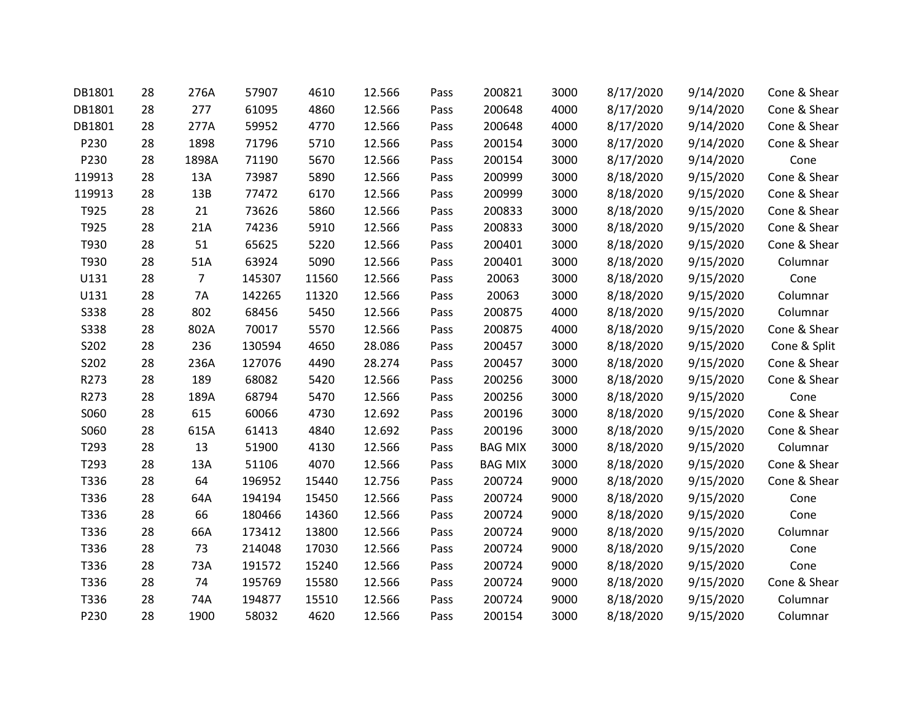| | | | | | | | | | | | |
|---|---|---|---|---|---|---|---|---|---|---|---|
| DB1801 | 28 | 276A | 57907 | 4610 | 12.566 | Pass | 200821 | 3000 | 8/17/2020 | 9/14/2020 | Cone & Shear |
| DB1801 | 28 | 277 | 61095 | 4860 | 12.566 | Pass | 200648 | 4000 | 8/17/2020 | 9/14/2020 | Cone & Shear |
| DB1801 | 28 | 277A | 59952 | 4770 | 12.566 | Pass | 200648 | 4000 | 8/17/2020 | 9/14/2020 | Cone & Shear |
| P230 | 28 | 1898 | 71796 | 5710 | 12.566 | Pass | 200154 | 3000 | 8/17/2020 | 9/14/2020 | Cone & Shear |
| P230 | 28 | 1898A | 71190 | 5670 | 12.566 | Pass | 200154 | 3000 | 8/17/2020 | 9/14/2020 | Cone |
| 119913 | 28 | 13A | 73987 | 5890 | 12.566 | Pass | 200999 | 3000 | 8/18/2020 | 9/15/2020 | Cone & Shear |
| 119913 | 28 | 13B | 77472 | 6170 | 12.566 | Pass | 200999 | 3000 | 8/18/2020 | 9/15/2020 | Cone & Shear |
| T925 | 28 | 21 | 73626 | 5860 | 12.566 | Pass | 200833 | 3000 | 8/18/2020 | 9/15/2020 | Cone & Shear |
| T925 | 28 | 21A | 74236 | 5910 | 12.566 | Pass | 200833 | 3000 | 8/18/2020 | 9/15/2020 | Cone & Shear |
| T930 | 28 | 51 | 65625 | 5220 | 12.566 | Pass | 200401 | 3000 | 8/18/2020 | 9/15/2020 | Cone & Shear |
| T930 | 28 | 51A | 63924 | 5090 | 12.566 | Pass | 200401 | 3000 | 8/18/2020 | 9/15/2020 | Columnar |
| U131 | 28 | 7 | 145307 | 11560 | 12.566 | Pass | 20063 | 3000 | 8/18/2020 | 9/15/2020 | Cone |
| U131 | 28 | 7A | 142265 | 11320 | 12.566 | Pass | 20063 | 3000 | 8/18/2020 | 9/15/2020 | Columnar |
| S338 | 28 | 802 | 68456 | 5450 | 12.566 | Pass | 200875 | 4000 | 8/18/2020 | 9/15/2020 | Columnar |
| S338 | 28 | 802A | 70017 | 5570 | 12.566 | Pass | 200875 | 4000 | 8/18/2020 | 9/15/2020 | Cone & Shear |
| S202 | 28 | 236 | 130594 | 4650 | 28.086 | Pass | 200457 | 3000 | 8/18/2020 | 9/15/2020 | Cone & Split |
| S202 | 28 | 236A | 127076 | 4490 | 28.274 | Pass | 200457 | 3000 | 8/18/2020 | 9/15/2020 | Cone & Shear |
| R273 | 28 | 189 | 68082 | 5420 | 12.566 | Pass | 200256 | 3000 | 8/18/2020 | 9/15/2020 | Cone & Shear |
| R273 | 28 | 189A | 68794 | 5470 | 12.566 | Pass | 200256 | 3000 | 8/18/2020 | 9/15/2020 | Cone |
| S060 | 28 | 615 | 60066 | 4730 | 12.692 | Pass | 200196 | 3000 | 8/18/2020 | 9/15/2020 | Cone & Shear |
| S060 | 28 | 615A | 61413 | 4840 | 12.692 | Pass | 200196 | 3000 | 8/18/2020 | 9/15/2020 | Cone & Shear |
| T293 | 28 | 13 | 51900 | 4130 | 12.566 | Pass | BAG MIX | 3000 | 8/18/2020 | 9/15/2020 | Columnar |
| T293 | 28 | 13A | 51106 | 4070 | 12.566 | Pass | BAG MIX | 3000 | 8/18/2020 | 9/15/2020 | Cone & Shear |
| T336 | 28 | 64 | 196952 | 15440 | 12.756 | Pass | 200724 | 9000 | 8/18/2020 | 9/15/2020 | Cone & Shear |
| T336 | 28 | 64A | 194194 | 15450 | 12.566 | Pass | 200724 | 9000 | 8/18/2020 | 9/15/2020 | Cone |
| T336 | 28 | 66 | 180466 | 14360 | 12.566 | Pass | 200724 | 9000 | 8/18/2020 | 9/15/2020 | Cone |
| T336 | 28 | 66A | 173412 | 13800 | 12.566 | Pass | 200724 | 9000 | 8/18/2020 | 9/15/2020 | Columnar |
| T336 | 28 | 73 | 214048 | 17030 | 12.566 | Pass | 200724 | 9000 | 8/18/2020 | 9/15/2020 | Cone |
| T336 | 28 | 73A | 191572 | 15240 | 12.566 | Pass | 200724 | 9000 | 8/18/2020 | 9/15/2020 | Cone |
| T336 | 28 | 74 | 195769 | 15580 | 12.566 | Pass | 200724 | 9000 | 8/18/2020 | 9/15/2020 | Cone & Shear |
| T336 | 28 | 74A | 194877 | 15510 | 12.566 | Pass | 200724 | 9000 | 8/18/2020 | 9/15/2020 | Columnar |
| P230 | 28 | 1900 | 58032 | 4620 | 12.566 | Pass | 200154 | 3000 | 8/18/2020 | 9/15/2020 | Columnar |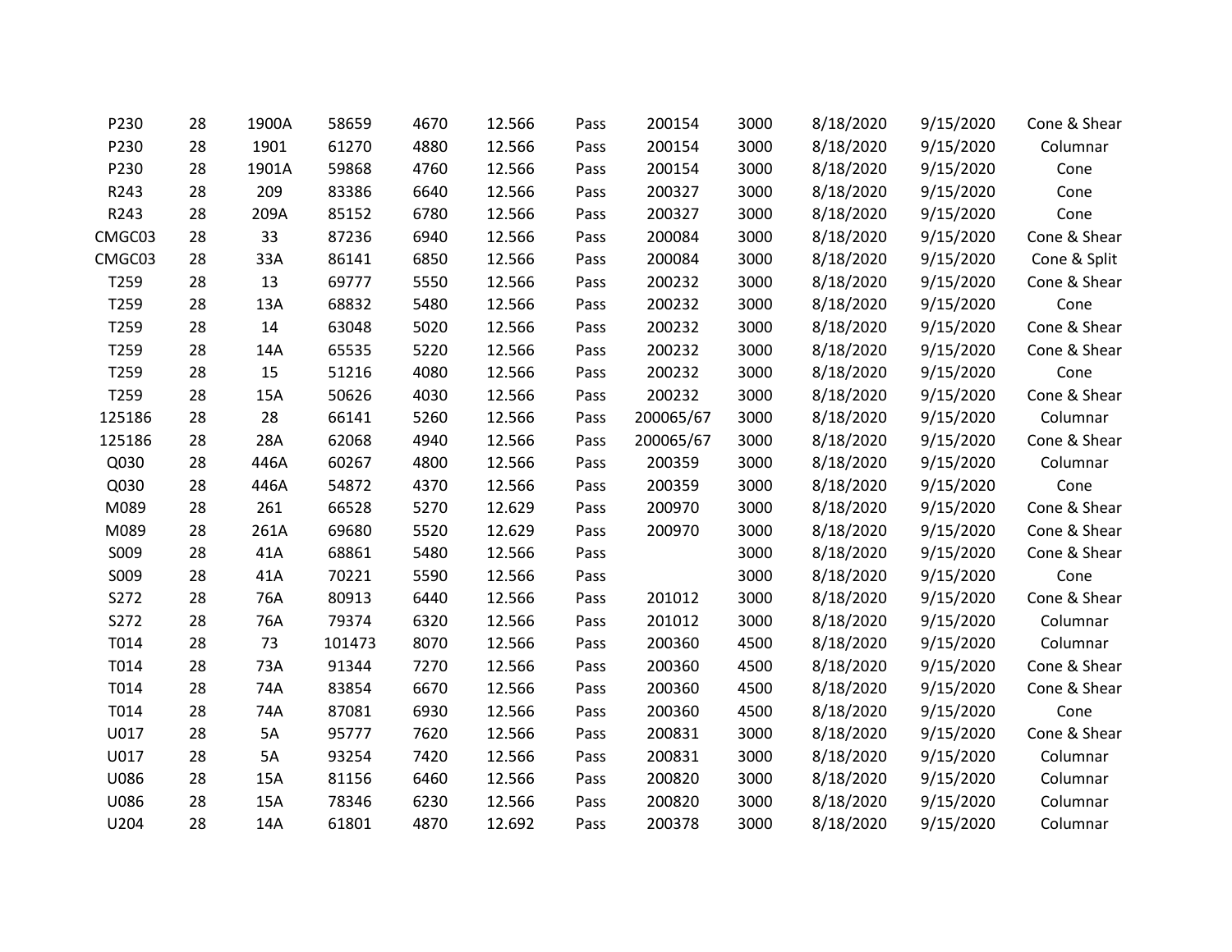| | | | | | | | | | | | |
|---|---|---|---|---|---|---|---|---|---|---|---|
| P230 | 28 | 1900A | 58659 | 4670 | 12.566 | Pass | 200154 | 3000 | 8/18/2020 | 9/15/2020 | Cone & Shear |
| P230 | 28 | 1901 | 61270 | 4880 | 12.566 | Pass | 200154 | 3000 | 8/18/2020 | 9/15/2020 | Columnar |
| P230 | 28 | 1901A | 59868 | 4760 | 12.566 | Pass | 200154 | 3000 | 8/18/2020 | 9/15/2020 | Cone |
| R243 | 28 | 209 | 83386 | 6640 | 12.566 | Pass | 200327 | 3000 | 8/18/2020 | 9/15/2020 | Cone |
| R243 | 28 | 209A | 85152 | 6780 | 12.566 | Pass | 200327 | 3000 | 8/18/2020 | 9/15/2020 | Cone |
| CMGC03 | 28 | 33 | 87236 | 6940 | 12.566 | Pass | 200084 | 3000 | 8/18/2020 | 9/15/2020 | Cone & Shear |
| CMGC03 | 28 | 33A | 86141 | 6850 | 12.566 | Pass | 200084 | 3000 | 8/18/2020 | 9/15/2020 | Cone & Split |
| T259 | 28 | 13 | 69777 | 5550 | 12.566 | Pass | 200232 | 3000 | 8/18/2020 | 9/15/2020 | Cone & Shear |
| T259 | 28 | 13A | 68832 | 5480 | 12.566 | Pass | 200232 | 3000 | 8/18/2020 | 9/15/2020 | Cone |
| T259 | 28 | 14 | 63048 | 5020 | 12.566 | Pass | 200232 | 3000 | 8/18/2020 | 9/15/2020 | Cone & Shear |
| T259 | 28 | 14A | 65535 | 5220 | 12.566 | Pass | 200232 | 3000 | 8/18/2020 | 9/15/2020 | Cone & Shear |
| T259 | 28 | 15 | 51216 | 4080 | 12.566 | Pass | 200232 | 3000 | 8/18/2020 | 9/15/2020 | Cone |
| T259 | 28 | 15A | 50626 | 4030 | 12.566 | Pass | 200232 | 3000 | 8/18/2020 | 9/15/2020 | Cone & Shear |
| 125186 | 28 | 28 | 66141 | 5260 | 12.566 | Pass | 200065/67 | 3000 | 8/18/2020 | 9/15/2020 | Columnar |
| 125186 | 28 | 28A | 62068 | 4940 | 12.566 | Pass | 200065/67 | 3000 | 8/18/2020 | 9/15/2020 | Cone & Shear |
| Q030 | 28 | 446A | 60267 | 4800 | 12.566 | Pass | 200359 | 3000 | 8/18/2020 | 9/15/2020 | Columnar |
| Q030 | 28 | 446A | 54872 | 4370 | 12.566 | Pass | 200359 | 3000 | 8/18/2020 | 9/15/2020 | Cone |
| M089 | 28 | 261 | 66528 | 5270 | 12.629 | Pass | 200970 | 3000 | 8/18/2020 | 9/15/2020 | Cone & Shear |
| M089 | 28 | 261A | 69680 | 5520 | 12.629 | Pass | 200970 | 3000 | 8/18/2020 | 9/15/2020 | Cone & Shear |
| S009 | 28 | 41A | 68861 | 5480 | 12.566 | Pass | | 3000 | 8/18/2020 | 9/15/2020 | Cone & Shear |
| S009 | 28 | 41A | 70221 | 5590 | 12.566 | Pass | | 3000 | 8/18/2020 | 9/15/2020 | Cone |
| S272 | 28 | 76A | 80913 | 6440 | 12.566 | Pass | 201012 | 3000 | 8/18/2020 | 9/15/2020 | Cone & Shear |
| S272 | 28 | 76A | 79374 | 6320 | 12.566 | Pass | 201012 | 3000 | 8/18/2020 | 9/15/2020 | Columnar |
| T014 | 28 | 73 | 101473 | 8070 | 12.566 | Pass | 200360 | 4500 | 8/18/2020 | 9/15/2020 | Columnar |
| T014 | 28 | 73A | 91344 | 7270 | 12.566 | Pass | 200360 | 4500 | 8/18/2020 | 9/15/2020 | Cone & Shear |
| T014 | 28 | 74A | 83854 | 6670 | 12.566 | Pass | 200360 | 4500 | 8/18/2020 | 9/15/2020 | Cone & Shear |
| T014 | 28 | 74A | 87081 | 6930 | 12.566 | Pass | 200360 | 4500 | 8/18/2020 | 9/15/2020 | Cone |
| U017 | 28 | 5A | 95777 | 7620 | 12.566 | Pass | 200831 | 3000 | 8/18/2020 | 9/15/2020 | Cone & Shear |
| U017 | 28 | 5A | 93254 | 7420 | 12.566 | Pass | 200831 | 3000 | 8/18/2020 | 9/15/2020 | Columnar |
| U086 | 28 | 15A | 81156 | 6460 | 12.566 | Pass | 200820 | 3000 | 8/18/2020 | 9/15/2020 | Columnar |
| U086 | 28 | 15A | 78346 | 6230 | 12.566 | Pass | 200820 | 3000 | 8/18/2020 | 9/15/2020 | Columnar |
| U204 | 28 | 14A | 61801 | 4870 | 12.692 | Pass | 200378 | 3000 | 8/18/2020 | 9/15/2020 | Columnar |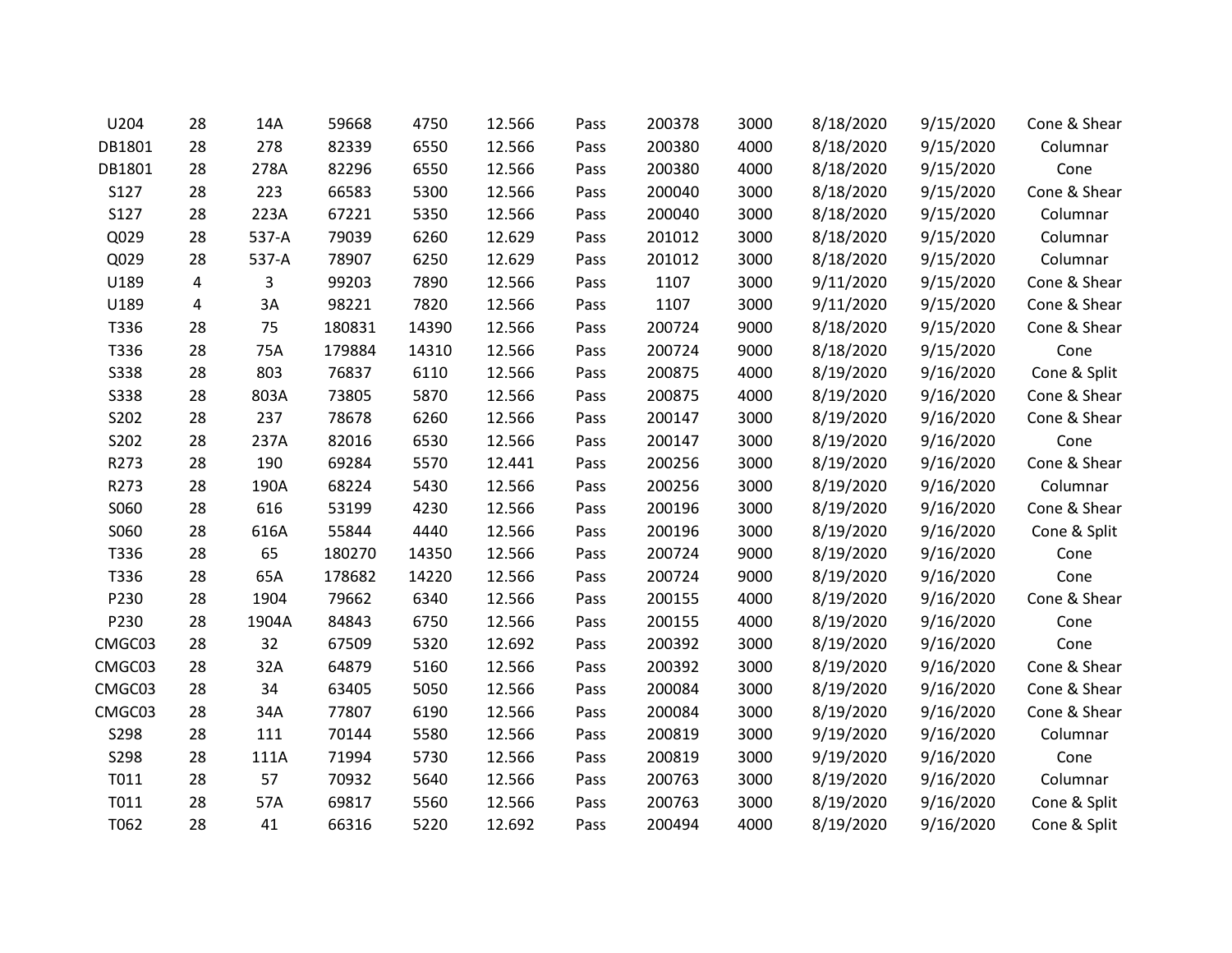| | | | | | | | | | | | |
|---|---|---|---|---|---|---|---|---|---|---|---|
| U204 | 28 | 14A | 59668 | 4750 | 12.566 | Pass | 200378 | 3000 | 8/18/2020 | 9/15/2020 | Cone & Shear |
| DB1801 | 28 | 278 | 82339 | 6550 | 12.566 | Pass | 200380 | 4000 | 8/18/2020 | 9/15/2020 | Columnar |
| DB1801 | 28 | 278A | 82296 | 6550 | 12.566 | Pass | 200380 | 4000 | 8/18/2020 | 9/15/2020 | Cone |
| S127 | 28 | 223 | 66583 | 5300 | 12.566 | Pass | 200040 | 3000 | 8/18/2020 | 9/15/2020 | Cone & Shear |
| S127 | 28 | 223A | 67221 | 5350 | 12.566 | Pass | 200040 | 3000 | 8/18/2020 | 9/15/2020 | Columnar |
| Q029 | 28 | 537-A | 79039 | 6260 | 12.629 | Pass | 201012 | 3000 | 8/18/2020 | 9/15/2020 | Columnar |
| Q029 | 28 | 537-A | 78907 | 6250 | 12.629 | Pass | 201012 | 3000 | 8/18/2020 | 9/15/2020 | Columnar |
| U189 | 4 | 3 | 99203 | 7890 | 12.566 | Pass | 1107 | 3000 | 9/11/2020 | 9/15/2020 | Cone & Shear |
| U189 | 4 | 3A | 98221 | 7820 | 12.566 | Pass | 1107 | 3000 | 9/11/2020 | 9/15/2020 | Cone & Shear |
| T336 | 28 | 75 | 180831 | 14390 | 12.566 | Pass | 200724 | 9000 | 8/18/2020 | 9/15/2020 | Cone & Shear |
| T336 | 28 | 75A | 179884 | 14310 | 12.566 | Pass | 200724 | 9000 | 8/18/2020 | 9/15/2020 | Cone |
| S338 | 28 | 803 | 76837 | 6110 | 12.566 | Pass | 200875 | 4000 | 8/19/2020 | 9/16/2020 | Cone & Split |
| S338 | 28 | 803A | 73805 | 5870 | 12.566 | Pass | 200875 | 4000 | 8/19/2020 | 9/16/2020 | Cone & Shear |
| S202 | 28 | 237 | 78678 | 6260 | 12.566 | Pass | 200147 | 3000 | 8/19/2020 | 9/16/2020 | Cone & Shear |
| S202 | 28 | 237A | 82016 | 6530 | 12.566 | Pass | 200147 | 3000 | 8/19/2020 | 9/16/2020 | Cone |
| R273 | 28 | 190 | 69284 | 5570 | 12.441 | Pass | 200256 | 3000 | 8/19/2020 | 9/16/2020 | Cone & Shear |
| R273 | 28 | 190A | 68224 | 5430 | 12.566 | Pass | 200256 | 3000 | 8/19/2020 | 9/16/2020 | Columnar |
| S060 | 28 | 616 | 53199 | 4230 | 12.566 | Pass | 200196 | 3000 | 8/19/2020 | 9/16/2020 | Cone & Shear |
| S060 | 28 | 616A | 55844 | 4440 | 12.566 | Pass | 200196 | 3000 | 8/19/2020 | 9/16/2020 | Cone & Split |
| T336 | 28 | 65 | 180270 | 14350 | 12.566 | Pass | 200724 | 9000 | 8/19/2020 | 9/16/2020 | Cone |
| T336 | 28 | 65A | 178682 | 14220 | 12.566 | Pass | 200724 | 9000 | 8/19/2020 | 9/16/2020 | Cone |
| P230 | 28 | 1904 | 79662 | 6340 | 12.566 | Pass | 200155 | 4000 | 8/19/2020 | 9/16/2020 | Cone & Shear |
| P230 | 28 | 1904A | 84843 | 6750 | 12.566 | Pass | 200155 | 4000 | 8/19/2020 | 9/16/2020 | Cone |
| CMGC03 | 28 | 32 | 67509 | 5320 | 12.692 | Pass | 200392 | 3000 | 8/19/2020 | 9/16/2020 | Cone |
| CMGC03 | 28 | 32A | 64879 | 5160 | 12.566 | Pass | 200392 | 3000 | 8/19/2020 | 9/16/2020 | Cone & Shear |
| CMGC03 | 28 | 34 | 63405 | 5050 | 12.566 | Pass | 200084 | 3000 | 8/19/2020 | 9/16/2020 | Cone & Shear |
| CMGC03 | 28 | 34A | 77807 | 6190 | 12.566 | Pass | 200084 | 3000 | 8/19/2020 | 9/16/2020 | Cone & Shear |
| S298 | 28 | 111 | 70144 | 5580 | 12.566 | Pass | 200819 | 3000 | 9/19/2020 | 9/16/2020 | Columnar |
| S298 | 28 | 111A | 71994 | 5730 | 12.566 | Pass | 200819 | 3000 | 9/19/2020 | 9/16/2020 | Cone |
| T011 | 28 | 57 | 70932 | 5640 | 12.566 | Pass | 200763 | 3000 | 8/19/2020 | 9/16/2020 | Columnar |
| T011 | 28 | 57A | 69817 | 5560 | 12.566 | Pass | 200763 | 3000 | 8/19/2020 | 9/16/2020 | Cone & Split |
| T062 | 28 | 41 | 66316 | 5220 | 12.692 | Pass | 200494 | 4000 | 8/19/2020 | 9/16/2020 | Cone & Split |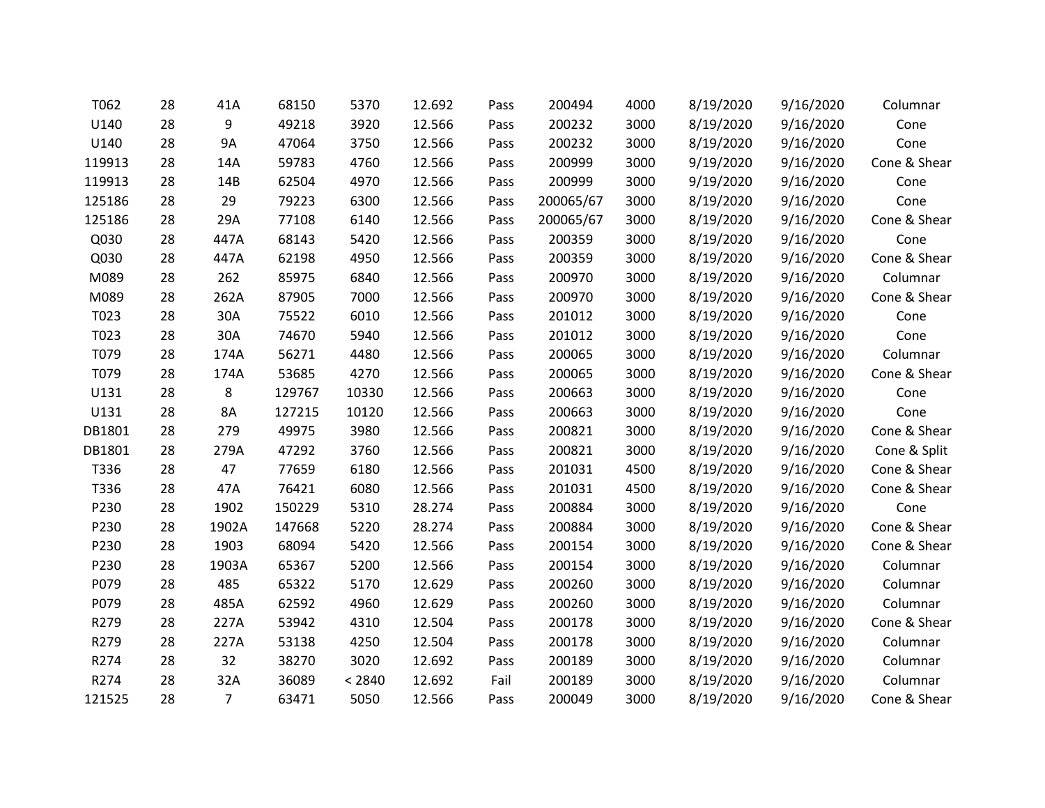| | | | | | | | | | | | |
|---|---|---|---|---|---|---|---|---|---|---|---|
| T062 | 28 | 41A | 68150 | 5370 | 12.692 | Pass | 200494 | 4000 | 8/19/2020 | 9/16/2020 | Columnar |
| U140 | 28 | 9 | 49218 | 3920 | 12.566 | Pass | 200232 | 3000 | 8/19/2020 | 9/16/2020 | Cone |
| U140 | 28 | 9A | 47064 | 3750 | 12.566 | Pass | 200232 | 3000 | 8/19/2020 | 9/16/2020 | Cone |
| 119913 | 28 | 14A | 59783 | 4760 | 12.566 | Pass | 200999 | 3000 | 9/19/2020 | 9/16/2020 | Cone & Shear |
| 119913 | 28 | 14B | 62504 | 4970 | 12.566 | Pass | 200999 | 3000 | 9/19/2020 | 9/16/2020 | Cone |
| 125186 | 28 | 29 | 79223 | 6300 | 12.566 | Pass | 200065/67 | 3000 | 8/19/2020 | 9/16/2020 | Cone |
| 125186 | 28 | 29A | 77108 | 6140 | 12.566 | Pass | 200065/67 | 3000 | 8/19/2020 | 9/16/2020 | Cone & Shear |
| Q030 | 28 | 447A | 68143 | 5420 | 12.566 | Pass | 200359 | 3000 | 8/19/2020 | 9/16/2020 | Cone |
| Q030 | 28 | 447A | 62198 | 4950 | 12.566 | Pass | 200359 | 3000 | 8/19/2020 | 9/16/2020 | Cone & Shear |
| M089 | 28 | 262 | 85975 | 6840 | 12.566 | Pass | 200970 | 3000 | 8/19/2020 | 9/16/2020 | Columnar |
| M089 | 28 | 262A | 87905 | 7000 | 12.566 | Pass | 200970 | 3000 | 8/19/2020 | 9/16/2020 | Cone & Shear |
| T023 | 28 | 30A | 75522 | 6010 | 12.566 | Pass | 201012 | 3000 | 8/19/2020 | 9/16/2020 | Cone |
| T023 | 28 | 30A | 74670 | 5940 | 12.566 | Pass | 201012 | 3000 | 8/19/2020 | 9/16/2020 | Cone |
| T079 | 28 | 174A | 56271 | 4480 | 12.566 | Pass | 200065 | 3000 | 8/19/2020 | 9/16/2020 | Columnar |
| T079 | 28 | 174A | 53685 | 4270 | 12.566 | Pass | 200065 | 3000 | 8/19/2020 | 9/16/2020 | Cone & Shear |
| U131 | 28 | 8 | 129767 | 10330 | 12.566 | Pass | 200663 | 3000 | 8/19/2020 | 9/16/2020 | Cone |
| U131 | 28 | 8A | 127215 | 10120 | 12.566 | Pass | 200663 | 3000 | 8/19/2020 | 9/16/2020 | Cone |
| DB1801 | 28 | 279 | 49975 | 3980 | 12.566 | Pass | 200821 | 3000 | 8/19/2020 | 9/16/2020 | Cone & Shear |
| DB1801 | 28 | 279A | 47292 | 3760 | 12.566 | Pass | 200821 | 3000 | 8/19/2020 | 9/16/2020 | Cone & Split |
| T336 | 28 | 47 | 77659 | 6180 | 12.566 | Pass | 201031 | 4500 | 8/19/2020 | 9/16/2020 | Cone & Shear |
| T336 | 28 | 47A | 76421 | 6080 | 12.566 | Pass | 201031 | 4500 | 8/19/2020 | 9/16/2020 | Cone & Shear |
| P230 | 28 | 1902 | 150229 | 5310 | 28.274 | Pass | 200884 | 3000 | 8/19/2020 | 9/16/2020 | Cone |
| P230 | 28 | 1902A | 147668 | 5220 | 28.274 | Pass | 200884 | 3000 | 8/19/2020 | 9/16/2020 | Cone & Shear |
| P230 | 28 | 1903 | 68094 | 5420 | 12.566 | Pass | 200154 | 3000 | 8/19/2020 | 9/16/2020 | Cone & Shear |
| P230 | 28 | 1903A | 65367 | 5200 | 12.566 | Pass | 200154 | 3000 | 8/19/2020 | 9/16/2020 | Columnar |
| P079 | 28 | 485 | 65322 | 5170 | 12.629 | Pass | 200260 | 3000 | 8/19/2020 | 9/16/2020 | Columnar |
| P079 | 28 | 485A | 62592 | 4960 | 12.629 | Pass | 200260 | 3000 | 8/19/2020 | 9/16/2020 | Columnar |
| R279 | 28 | 227A | 53942 | 4310 | 12.504 | Pass | 200178 | 3000 | 8/19/2020 | 9/16/2020 | Cone & Shear |
| R279 | 28 | 227A | 53138 | 4250 | 12.504 | Pass | 200178 | 3000 | 8/19/2020 | 9/16/2020 | Columnar |
| R274 | 28 | 32 | 38270 | 3020 | 12.692 | Pass | 200189 | 3000 | 8/19/2020 | 9/16/2020 | Columnar |
| R274 | 28 | 32A | 36089 | < 2840 | 12.692 | Fail | 200189 | 3000 | 8/19/2020 | 9/16/2020 | Columnar |
| 121525 | 28 | 7 | 63471 | 5050 | 12.566 | Pass | 200049 | 3000 | 8/19/2020 | 9/16/2020 | Cone & Shear |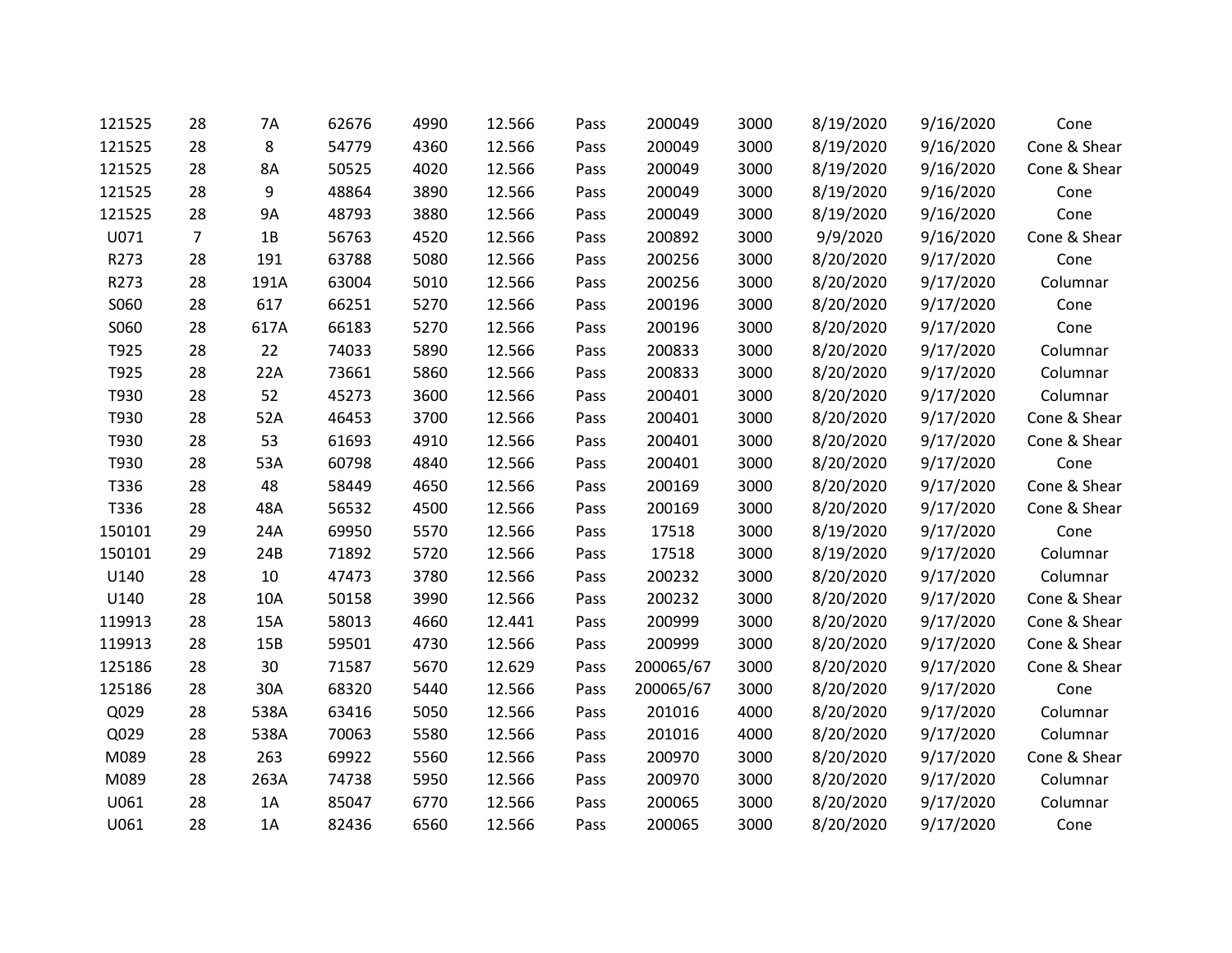| | | | | | | | | | | | |
|---|---|---|---|---|---|---|---|---|---|---|---|
| 121525 | 28 | 7A | 62676 | 4990 | 12.566 | Pass | 200049 | 3000 | 8/19/2020 | 9/16/2020 | Cone |
| 121525 | 28 | 8 | 54779 | 4360 | 12.566 | Pass | 200049 | 3000 | 8/19/2020 | 9/16/2020 | Cone & Shear |
| 121525 | 28 | 8A | 50525 | 4020 | 12.566 | Pass | 200049 | 3000 | 8/19/2020 | 9/16/2020 | Cone & Shear |
| 121525 | 28 | 9 | 48864 | 3890 | 12.566 | Pass | 200049 | 3000 | 8/19/2020 | 9/16/2020 | Cone |
| 121525 | 28 | 9A | 48793 | 3880 | 12.566 | Pass | 200049 | 3000 | 8/19/2020 | 9/16/2020 | Cone |
| U071 | 7 | 1B | 56763 | 4520 | 12.566 | Pass | 200892 | 3000 | 9/9/2020 | 9/16/2020 | Cone & Shear |
| R273 | 28 | 191 | 63788 | 5080 | 12.566 | Pass | 200256 | 3000 | 8/20/2020 | 9/17/2020 | Cone |
| R273 | 28 | 191A | 63004 | 5010 | 12.566 | Pass | 200256 | 3000 | 8/20/2020 | 9/17/2020 | Columnar |
| S060 | 28 | 617 | 66251 | 5270 | 12.566 | Pass | 200196 | 3000 | 8/20/2020 | 9/17/2020 | Cone |
| S060 | 28 | 617A | 66183 | 5270 | 12.566 | Pass | 200196 | 3000 | 8/20/2020 | 9/17/2020 | Cone |
| T925 | 28 | 22 | 74033 | 5890 | 12.566 | Pass | 200833 | 3000 | 8/20/2020 | 9/17/2020 | Columnar |
| T925 | 28 | 22A | 73661 | 5860 | 12.566 | Pass | 200833 | 3000 | 8/20/2020 | 9/17/2020 | Columnar |
| T930 | 28 | 52 | 45273 | 3600 | 12.566 | Pass | 200401 | 3000 | 8/20/2020 | 9/17/2020 | Columnar |
| T930 | 28 | 52A | 46453 | 3700 | 12.566 | Pass | 200401 | 3000 | 8/20/2020 | 9/17/2020 | Cone & Shear |
| T930 | 28 | 53 | 61693 | 4910 | 12.566 | Pass | 200401 | 3000 | 8/20/2020 | 9/17/2020 | Cone & Shear |
| T930 | 28 | 53A | 60798 | 4840 | 12.566 | Pass | 200401 | 3000 | 8/20/2020 | 9/17/2020 | Cone |
| T336 | 28 | 48 | 58449 | 4650 | 12.566 | Pass | 200169 | 3000 | 8/20/2020 | 9/17/2020 | Cone & Shear |
| T336 | 28 | 48A | 56532 | 4500 | 12.566 | Pass | 200169 | 3000 | 8/20/2020 | 9/17/2020 | Cone & Shear |
| 150101 | 29 | 24A | 69950 | 5570 | 12.566 | Pass | 17518 | 3000 | 8/19/2020 | 9/17/2020 | Cone |
| 150101 | 29 | 24B | 71892 | 5720 | 12.566 | Pass | 17518 | 3000 | 8/19/2020 | 9/17/2020 | Columnar |
| U140 | 28 | 10 | 47473 | 3780 | 12.566 | Pass | 200232 | 3000 | 8/20/2020 | 9/17/2020 | Columnar |
| U140 | 28 | 10A | 50158 | 3990 | 12.566 | Pass | 200232 | 3000 | 8/20/2020 | 9/17/2020 | Cone & Shear |
| 119913 | 28 | 15A | 58013 | 4660 | 12.441 | Pass | 200999 | 3000 | 8/20/2020 | 9/17/2020 | Cone & Shear |
| 119913 | 28 | 15B | 59501 | 4730 | 12.566 | Pass | 200999 | 3000 | 8/20/2020 | 9/17/2020 | Cone & Shear |
| 125186 | 28 | 30 | 71587 | 5670 | 12.629 | Pass | 200065/67 | 3000 | 8/20/2020 | 9/17/2020 | Cone & Shear |
| 125186 | 28 | 30A | 68320 | 5440 | 12.566 | Pass | 200065/67 | 3000 | 8/20/2020 | 9/17/2020 | Cone |
| Q029 | 28 | 538A | 63416 | 5050 | 12.566 | Pass | 201016 | 4000 | 8/20/2020 | 9/17/2020 | Columnar |
| Q029 | 28 | 538A | 70063 | 5580 | 12.566 | Pass | 201016 | 4000 | 8/20/2020 | 9/17/2020 | Columnar |
| M089 | 28 | 263 | 69922 | 5560 | 12.566 | Pass | 200970 | 3000 | 8/20/2020 | 9/17/2020 | Cone & Shear |
| M089 | 28 | 263A | 74738 | 5950 | 12.566 | Pass | 200970 | 3000 | 8/20/2020 | 9/17/2020 | Columnar |
| U061 | 28 | 1A | 85047 | 6770 | 12.566 | Pass | 200065 | 3000 | 8/20/2020 | 9/17/2020 | Columnar |
| U061 | 28 | 1A | 82436 | 6560 | 12.566 | Pass | 200065 | 3000 | 8/20/2020 | 9/17/2020 | Cone |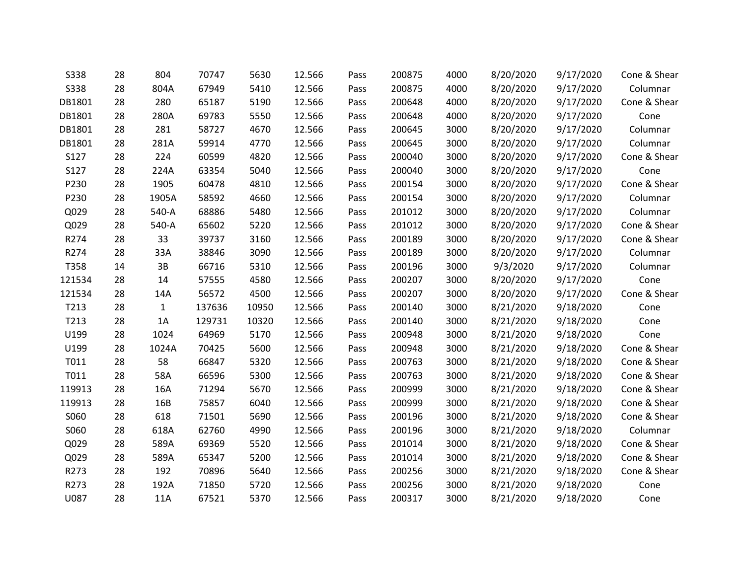| | | | | | | | | | | | |
|---|---|---|---|---|---|---|---|---|---|---|---|
| S338 | 28 | 804 | 70747 | 5630 | 12.566 | Pass | 200875 | 4000 | 8/20/2020 | 9/17/2020 | Cone & Shear |
| S338 | 28 | 804A | 67949 | 5410 | 12.566 | Pass | 200875 | 4000 | 8/20/2020 | 9/17/2020 | Columnar |
| DB1801 | 28 | 280 | 65187 | 5190 | 12.566 | Pass | 200648 | 4000 | 8/20/2020 | 9/17/2020 | Cone & Shear |
| DB1801 | 28 | 280A | 69783 | 5550 | 12.566 | Pass | 200648 | 4000 | 8/20/2020 | 9/17/2020 | Cone |
| DB1801 | 28 | 281 | 58727 | 4670 | 12.566 | Pass | 200645 | 3000 | 8/20/2020 | 9/17/2020 | Columnar |
| DB1801 | 28 | 281A | 59914 | 4770 | 12.566 | Pass | 200645 | 3000 | 8/20/2020 | 9/17/2020 | Columnar |
| S127 | 28 | 224 | 60599 | 4820 | 12.566 | Pass | 200040 | 3000 | 8/20/2020 | 9/17/2020 | Cone & Shear |
| S127 | 28 | 224A | 63354 | 5040 | 12.566 | Pass | 200040 | 3000 | 8/20/2020 | 9/17/2020 | Cone |
| P230 | 28 | 1905 | 60478 | 4810 | 12.566 | Pass | 200154 | 3000 | 8/20/2020 | 9/17/2020 | Cone & Shear |
| P230 | 28 | 1905A | 58592 | 4660 | 12.566 | Pass | 200154 | 3000 | 8/20/2020 | 9/17/2020 | Columnar |
| Q029 | 28 | 540-A | 68886 | 5480 | 12.566 | Pass | 201012 | 3000 | 8/20/2020 | 9/17/2020 | Columnar |
| Q029 | 28 | 540-A | 65602 | 5220 | 12.566 | Pass | 201012 | 3000 | 8/20/2020 | 9/17/2020 | Cone & Shear |
| R274 | 28 | 33 | 39737 | 3160 | 12.566 | Pass | 200189 | 3000 | 8/20/2020 | 9/17/2020 | Cone & Shear |
| R274 | 28 | 33A | 38846 | 3090 | 12.566 | Pass | 200189 | 3000 | 8/20/2020 | 9/17/2020 | Columnar |
| T358 | 14 | 3B | 66716 | 5310 | 12.566 | Pass | 200196 | 3000 | 9/3/2020 | 9/17/2020 | Columnar |
| 121534 | 28 | 14 | 57555 | 4580 | 12.566 | Pass | 200207 | 3000 | 8/20/2020 | 9/17/2020 | Cone |
| 121534 | 28 | 14A | 56572 | 4500 | 12.566 | Pass | 200207 | 3000 | 8/20/2020 | 9/17/2020 | Cone & Shear |
| T213 | 28 | 1 | 137636 | 10950 | 12.566 | Pass | 200140 | 3000 | 8/21/2020 | 9/18/2020 | Cone |
| T213 | 28 | 1A | 129731 | 10320 | 12.566 | Pass | 200140 | 3000 | 8/21/2020 | 9/18/2020 | Cone |
| U199 | 28 | 1024 | 64969 | 5170 | 12.566 | Pass | 200948 | 3000 | 8/21/2020 | 9/18/2020 | Cone |
| U199 | 28 | 1024A | 70425 | 5600 | 12.566 | Pass | 200948 | 3000 | 8/21/2020 | 9/18/2020 | Cone & Shear |
| T011 | 28 | 58 | 66847 | 5320 | 12.566 | Pass | 200763 | 3000 | 8/21/2020 | 9/18/2020 | Cone & Shear |
| T011 | 28 | 58A | 66596 | 5300 | 12.566 | Pass | 200763 | 3000 | 8/21/2020 | 9/18/2020 | Cone & Shear |
| 119913 | 28 | 16A | 71294 | 5670 | 12.566 | Pass | 200999 | 3000 | 8/21/2020 | 9/18/2020 | Cone & Shear |
| 119913 | 28 | 16B | 75857 | 6040 | 12.566 | Pass | 200999 | 3000 | 8/21/2020 | 9/18/2020 | Cone & Shear |
| S060 | 28 | 618 | 71501 | 5690 | 12.566 | Pass | 200196 | 3000 | 8/21/2020 | 9/18/2020 | Cone & Shear |
| S060 | 28 | 618A | 62760 | 4990 | 12.566 | Pass | 200196 | 3000 | 8/21/2020 | 9/18/2020 | Columnar |
| Q029 | 28 | 589A | 69369 | 5520 | 12.566 | Pass | 201014 | 3000 | 8/21/2020 | 9/18/2020 | Cone & Shear |
| Q029 | 28 | 589A | 65347 | 5200 | 12.566 | Pass | 201014 | 3000 | 8/21/2020 | 9/18/2020 | Cone & Shear |
| R273 | 28 | 192 | 70896 | 5640 | 12.566 | Pass | 200256 | 3000 | 8/21/2020 | 9/18/2020 | Cone & Shear |
| R273 | 28 | 192A | 71850 | 5720 | 12.566 | Pass | 200256 | 3000 | 8/21/2020 | 9/18/2020 | Cone |
| U087 | 28 | 11A | 67521 | 5370 | 12.566 | Pass | 200317 | 3000 | 8/21/2020 | 9/18/2020 | Cone |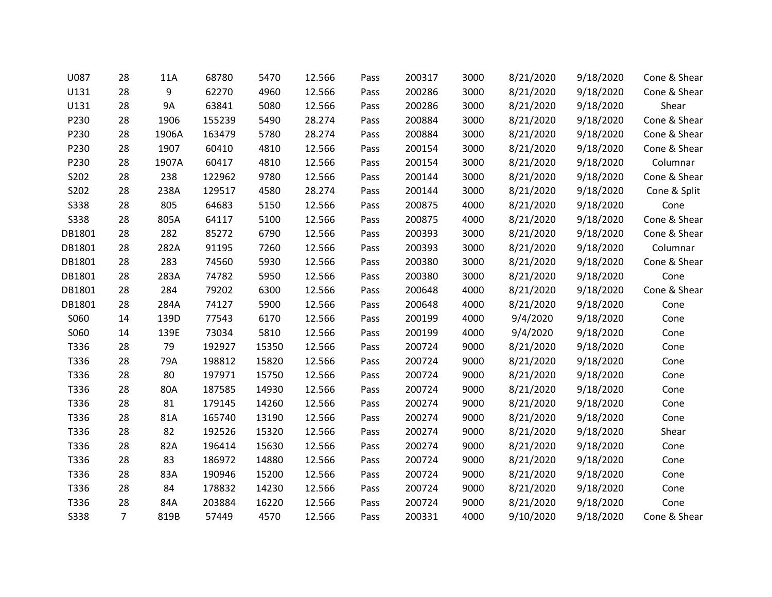| | | | | | | | | | | | |
|---|---|---|---|---|---|---|---|---|---|---|---|
| U087 | 28 | 11A | 68780 | 5470 | 12.566 | Pass | 200317 | 3000 | 8/21/2020 | 9/18/2020 | Cone & Shear |
| U131 | 28 | 9 | 62270 | 4960 | 12.566 | Pass | 200286 | 3000 | 8/21/2020 | 9/18/2020 | Cone & Shear |
| U131 | 28 | 9A | 63841 | 5080 | 12.566 | Pass | 200286 | 3000 | 8/21/2020 | 9/18/2020 | Shear |
| P230 | 28 | 1906 | 155239 | 5490 | 28.274 | Pass | 200884 | 3000 | 8/21/2020 | 9/18/2020 | Cone & Shear |
| P230 | 28 | 1906A | 163479 | 5780 | 28.274 | Pass | 200884 | 3000 | 8/21/2020 | 9/18/2020 | Cone & Shear |
| P230 | 28 | 1907 | 60410 | 4810 | 12.566 | Pass | 200154 | 3000 | 8/21/2020 | 9/18/2020 | Cone & Shear |
| P230 | 28 | 1907A | 60417 | 4810 | 12.566 | Pass | 200154 | 3000 | 8/21/2020 | 9/18/2020 | Columnar |
| S202 | 28 | 238 | 122962 | 9780 | 12.566 | Pass | 200144 | 3000 | 8/21/2020 | 9/18/2020 | Cone & Shear |
| S202 | 28 | 238A | 129517 | 4580 | 28.274 | Pass | 200144 | 3000 | 8/21/2020 | 9/18/2020 | Cone & Split |
| S338 | 28 | 805 | 64683 | 5150 | 12.566 | Pass | 200875 | 4000 | 8/21/2020 | 9/18/2020 | Cone |
| S338 | 28 | 805A | 64117 | 5100 | 12.566 | Pass | 200875 | 4000 | 8/21/2020 | 9/18/2020 | Cone & Shear |
| DB1801 | 28 | 282 | 85272 | 6790 | 12.566 | Pass | 200393 | 3000 | 8/21/2020 | 9/18/2020 | Cone & Shear |
| DB1801 | 28 | 282A | 91195 | 7260 | 12.566 | Pass | 200393 | 3000 | 8/21/2020 | 9/18/2020 | Columnar |
| DB1801 | 28 | 283 | 74560 | 5930 | 12.566 | Pass | 200380 | 3000 | 8/21/2020 | 9/18/2020 | Cone & Shear |
| DB1801 | 28 | 283A | 74782 | 5950 | 12.566 | Pass | 200380 | 3000 | 8/21/2020 | 9/18/2020 | Cone |
| DB1801 | 28 | 284 | 79202 | 6300 | 12.566 | Pass | 200648 | 4000 | 8/21/2020 | 9/18/2020 | Cone & Shear |
| DB1801 | 28 | 284A | 74127 | 5900 | 12.566 | Pass | 200648 | 4000 | 8/21/2020 | 9/18/2020 | Cone |
| S060 | 14 | 139D | 77543 | 6170 | 12.566 | Pass | 200199 | 4000 | 9/4/2020 | 9/18/2020 | Cone |
| S060 | 14 | 139E | 73034 | 5810 | 12.566 | Pass | 200199 | 4000 | 9/4/2020 | 9/18/2020 | Cone |
| T336 | 28 | 79 | 192927 | 15350 | 12.566 | Pass | 200724 | 9000 | 8/21/2020 | 9/18/2020 | Cone |
| T336 | 28 | 79A | 198812 | 15820 | 12.566 | Pass | 200724 | 9000 | 8/21/2020 | 9/18/2020 | Cone |
| T336 | 28 | 80 | 197971 | 15750 | 12.566 | Pass | 200724 | 9000 | 8/21/2020 | 9/18/2020 | Cone |
| T336 | 28 | 80A | 187585 | 14930 | 12.566 | Pass | 200724 | 9000 | 8/21/2020 | 9/18/2020 | Cone |
| T336 | 28 | 81 | 179145 | 14260 | 12.566 | Pass | 200274 | 9000 | 8/21/2020 | 9/18/2020 | Cone |
| T336 | 28 | 81A | 165740 | 13190 | 12.566 | Pass | 200274 | 9000 | 8/21/2020 | 9/18/2020 | Cone |
| T336 | 28 | 82 | 192526 | 15320 | 12.566 | Pass | 200274 | 9000 | 8/21/2020 | 9/18/2020 | Shear |
| T336 | 28 | 82A | 196414 | 15630 | 12.566 | Pass | 200274 | 9000 | 8/21/2020 | 9/18/2020 | Cone |
| T336 | 28 | 83 | 186972 | 14880 | 12.566 | Pass | 200724 | 9000 | 8/21/2020 | 9/18/2020 | Cone |
| T336 | 28 | 83A | 190946 | 15200 | 12.566 | Pass | 200724 | 9000 | 8/21/2020 | 9/18/2020 | Cone |
| T336 | 28 | 84 | 178832 | 14230 | 12.566 | Pass | 200724 | 9000 | 8/21/2020 | 9/18/2020 | Cone |
| T336 | 28 | 84A | 203884 | 16220 | 12.566 | Pass | 200724 | 9000 | 8/21/2020 | 9/18/2020 | Cone |
| S338 | 7 | 819B | 57449 | 4570 | 12.566 | Pass | 200331 | 4000 | 9/10/2020 | 9/18/2020 | Cone & Shear |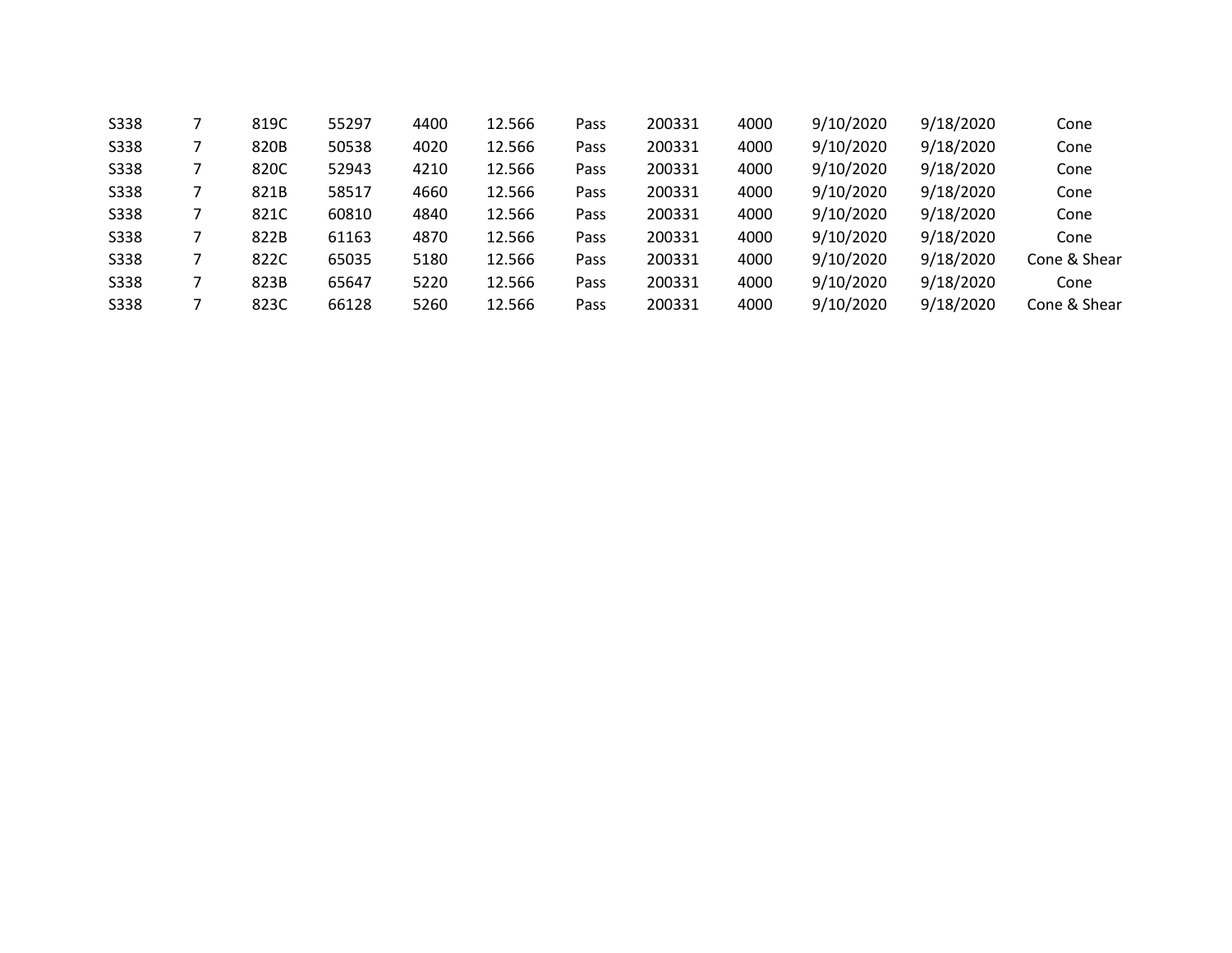| | | | | | | | | | | | |
|---|---|---|---|---|---|---|---|---|---|---|---|
| S338 | 7 | 819C | 55297 | 4400 | 12.566 | Pass | 200331 | 4000 | 9/10/2020 | 9/18/2020 | Cone |
| S338 | 7 | 820B | 50538 | 4020 | 12.566 | Pass | 200331 | 4000 | 9/10/2020 | 9/18/2020 | Cone |
| S338 | 7 | 820C | 52943 | 4210 | 12.566 | Pass | 200331 | 4000 | 9/10/2020 | 9/18/2020 | Cone |
| S338 | 7 | 821B | 58517 | 4660 | 12.566 | Pass | 200331 | 4000 | 9/10/2020 | 9/18/2020 | Cone |
| S338 | 7 | 821C | 60810 | 4840 | 12.566 | Pass | 200331 | 4000 | 9/10/2020 | 9/18/2020 | Cone |
| S338 | 7 | 822B | 61163 | 4870 | 12.566 | Pass | 200331 | 4000 | 9/10/2020 | 9/18/2020 | Cone |
| S338 | 7 | 822C | 65035 | 5180 | 12.566 | Pass | 200331 | 4000 | 9/10/2020 | 9/18/2020 | Cone & Shear |
| S338 | 7 | 823B | 65647 | 5220 | 12.566 | Pass | 200331 | 4000 | 9/10/2020 | 9/18/2020 | Cone |
| S338 | 7 | 823C | 66128 | 5260 | 12.566 | Pass | 200331 | 4000 | 9/10/2020 | 9/18/2020 | Cone & Shear |